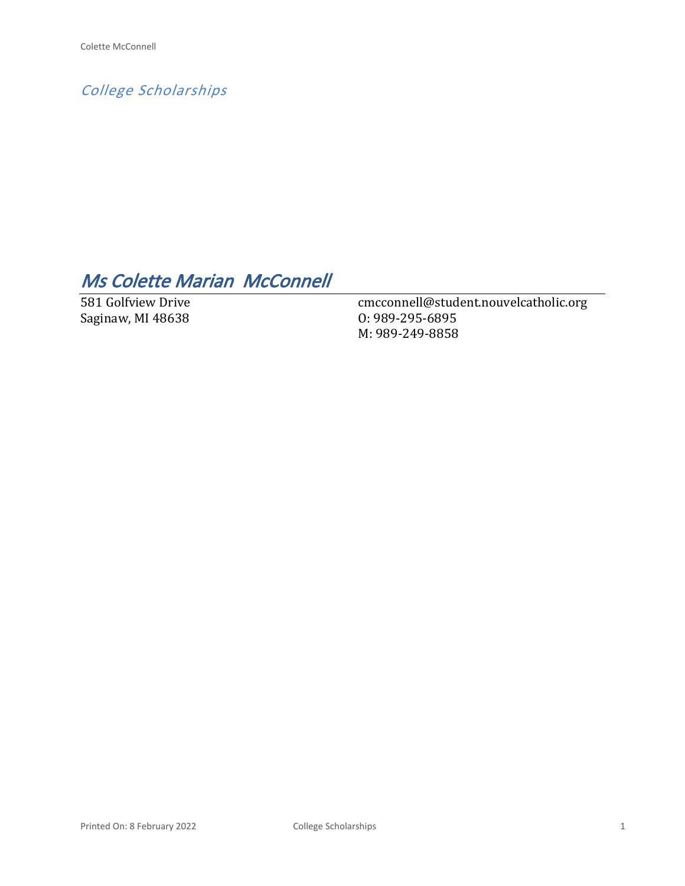*College Scholarships*

# *Ms Colette Marian McConnell*

581 Golfview Drive
Saginaw, MI 48638

cmcconnell@student.nouvelcatholic.org
O: 989-295-6895
M: 989-249-8858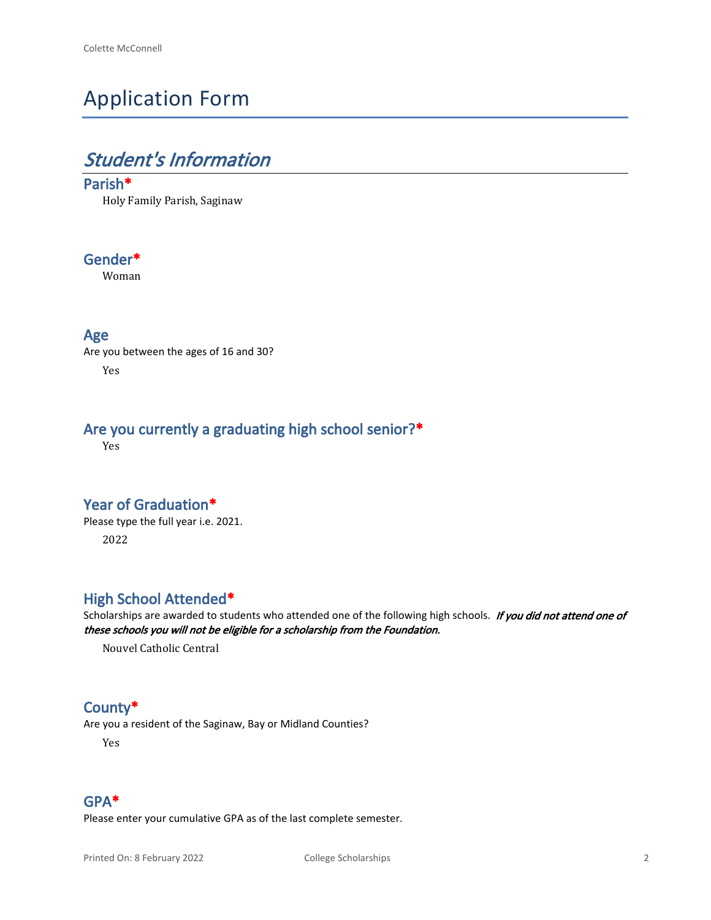# Application Form

## *Student's Information*

### Parish*

Holy Family Parish, Saginaw

### Gender*

Woman

### Age

Are you between the ages of 16 and 30?

Yes

### Are you currently a graduating high school senior?*

Yes

### Year of Graduation*

Please type the full year i.e. 2021.

2022

### High School Attended*

Scholarships are awarded to students who attended one of the following high schools. ***If you did not attend one of these schools you will not be eligible for a scholarship from the Foundation.***

Nouvel Catholic Central

### County*

Are you a resident of the Saginaw, Bay or Midland Counties?

Yes

### GPA*

Please enter your cumulative GPA as of the last complete semester.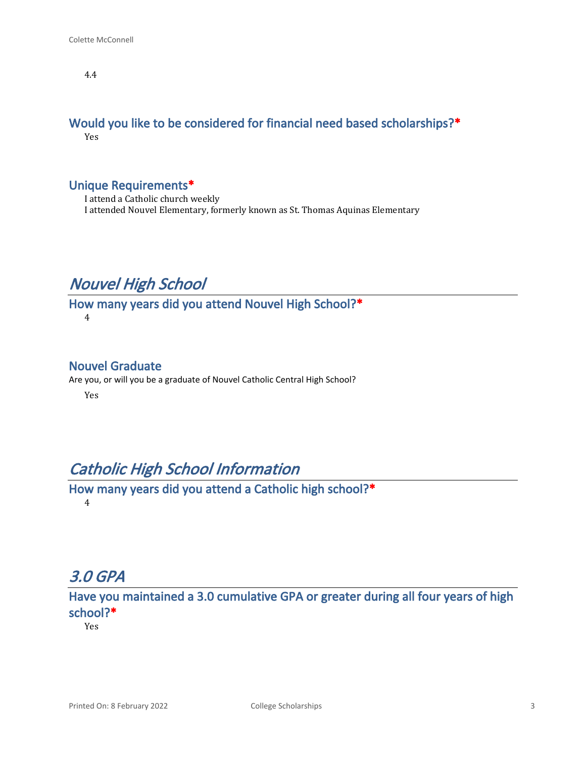4.4

### Would you like to be considered for financial need based scholarships?*

Yes

### Unique Requirements*

I attend a Catholic church weekly
I attended Nouvel Elementary, formerly known as St. Thomas Aquinas Elementary

## *Nouvel High School*

### How many years did you attend Nouvel High School?*

4

### Nouvel Graduate

Are you, or will you be a graduate of Nouvel Catholic Central High School?

Yes

## *Catholic High School Information*

### How many years did you attend a Catholic high school?*

4

## *3.0 GPA*

### Have you maintained a 3.0 cumulative GPA or greater during all four years of high school?*

Yes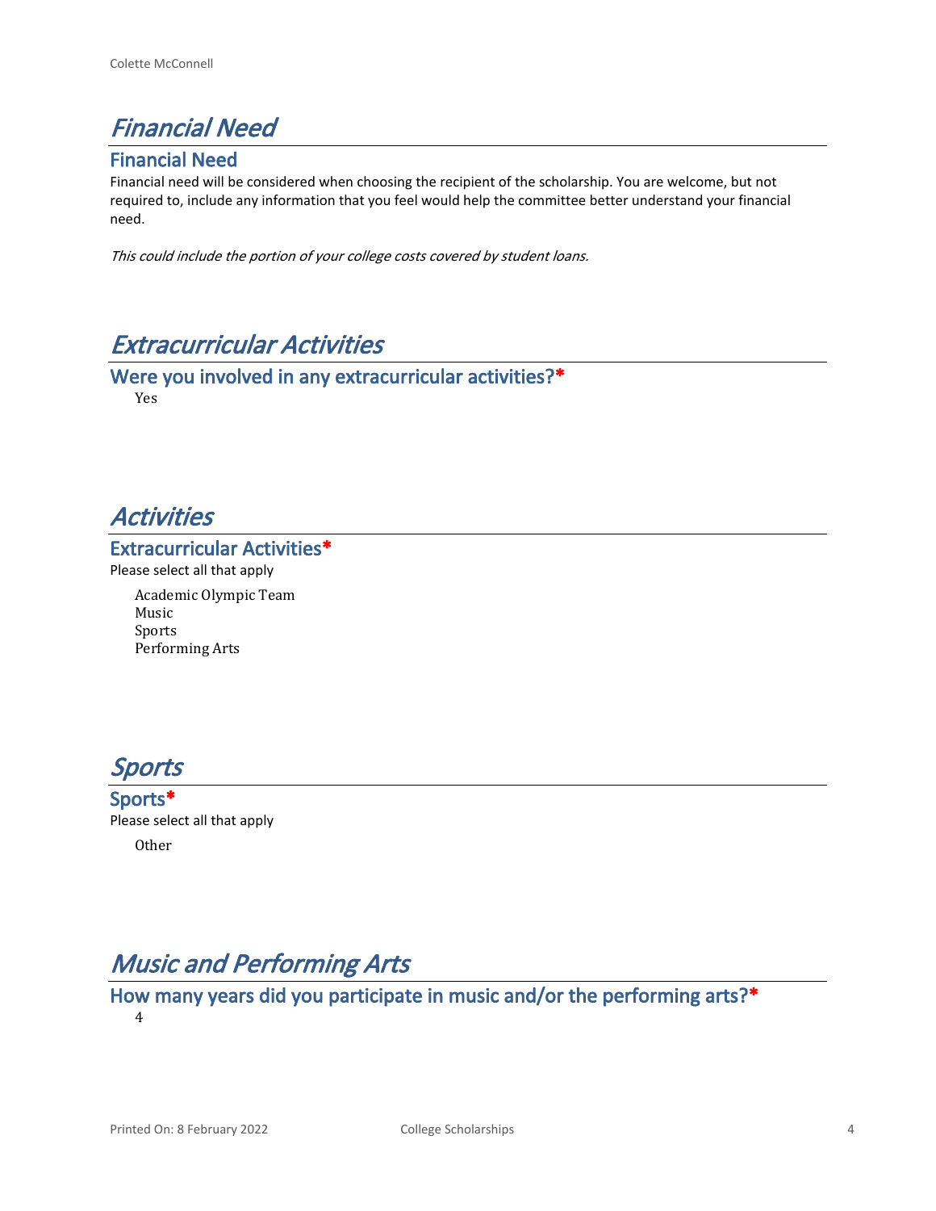# *Financial Need*

## Financial Need

Financial need will be considered when choosing the recipient of the scholarship. You are welcome, but not required to, include any information that you feel would help the committee better understand your financial need.

*This could include the portion of your college costs covered by student loans.*

# *Extracurricular Activities*

## Were you involved in any extracurricular activities?*

Yes

# *Activities*

## Extracurricular Activities*

Please select all that apply

Academic Olympic Team
Music
Sports
Performing Arts

# *Sports*

## Sports*

Please select all that apply

Other

# *Music and Performing Arts*

## How many years did you participate in music and/or the performing arts?*

4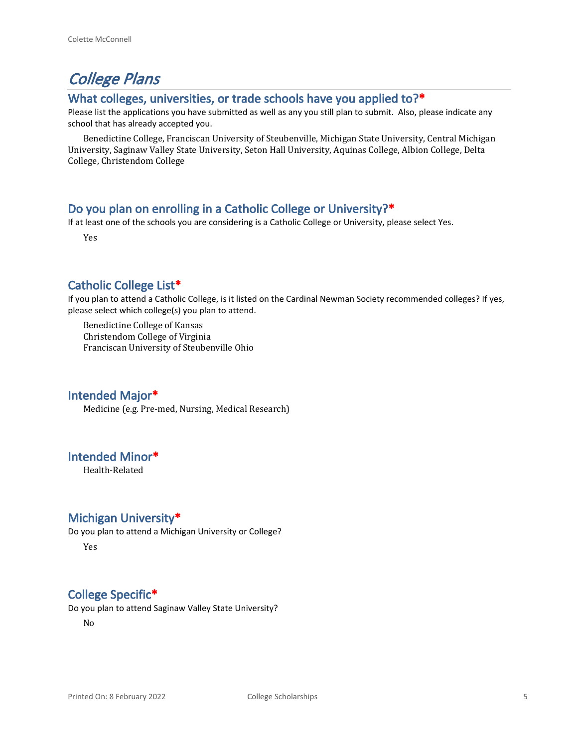# *College Plans*

## What colleges, universities, or trade schools have you applied to?*

Please list the applications you have submitted as well as any you still plan to submit. Also, please indicate any school that has already accepted you.

Benedictine College, Franciscan University of Steubenville, Michigan State University, Central Michigan University, Saginaw Valley State University, Seton Hall University, Aquinas College, Albion College, Delta College, Christendom College

## Do you plan on enrolling in a Catholic College or University?*

If at least one of the schools you are considering is a Catholic College or University, please select Yes.

Yes

## Catholic College List*

If you plan to attend a Catholic College, is it listed on the Cardinal Newman Society recommended colleges? If yes, please select which college(s) you plan to attend.

Benedictine College of Kansas
Christendom College of Virginia
Franciscan University of Steubenville Ohio

## Intended Major*

Medicine (e.g. Pre-med, Nursing, Medical Research)

## Intended Minor*

Health-Related

## Michigan University*

Do you plan to attend a Michigan University or College?

Yes

## College Specific*

Do you plan to attend Saginaw Valley State University?

No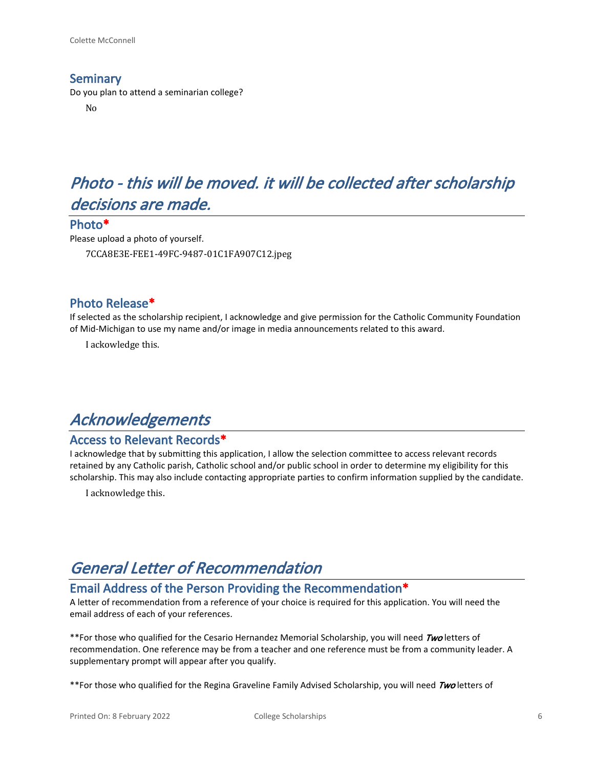### Seminary

Do you plan to attend a seminarian college?

No

## *Photo - this will be moved. it will be collected after scholarship decisions are made.*

### Photo*

Please upload a photo of yourself.

7CCA8E3E-FEE1-49FC-9487-01C1FA907C12.jpeg

### Photo Release*

If selected as the scholarship recipient, I acknowledge and give permission for the Catholic Community Foundation of Mid-Michigan to use my name and/or image in media announcements related to this award.

I ackowledge this.

## *Acknowledgements*

### Access to Relevant Records*

I acknowledge that by submitting this application, I allow the selection committee to access relevant records retained by any Catholic parish, Catholic school and/or public school in order to determine my eligibility for this scholarship. This may also include contacting appropriate parties to confirm information supplied by the candidate.

I acknowledge this.

## *General Letter of Recommendation*

### Email Address of the Person Providing the Recommendation*

A letter of recommendation from a reference of your choice is required for this application. You will need the email address of each of your references.

**For those who qualified for the Cesario Hernandez Memorial Scholarship, you will need ***Two*** letters of recommendation. One reference may be from a teacher and one reference must be from a community leader. A supplementary prompt will appear after you qualify.

**For those who qualified for the Regina Graveline Family Advised Scholarship, you will need ***Two*** letters of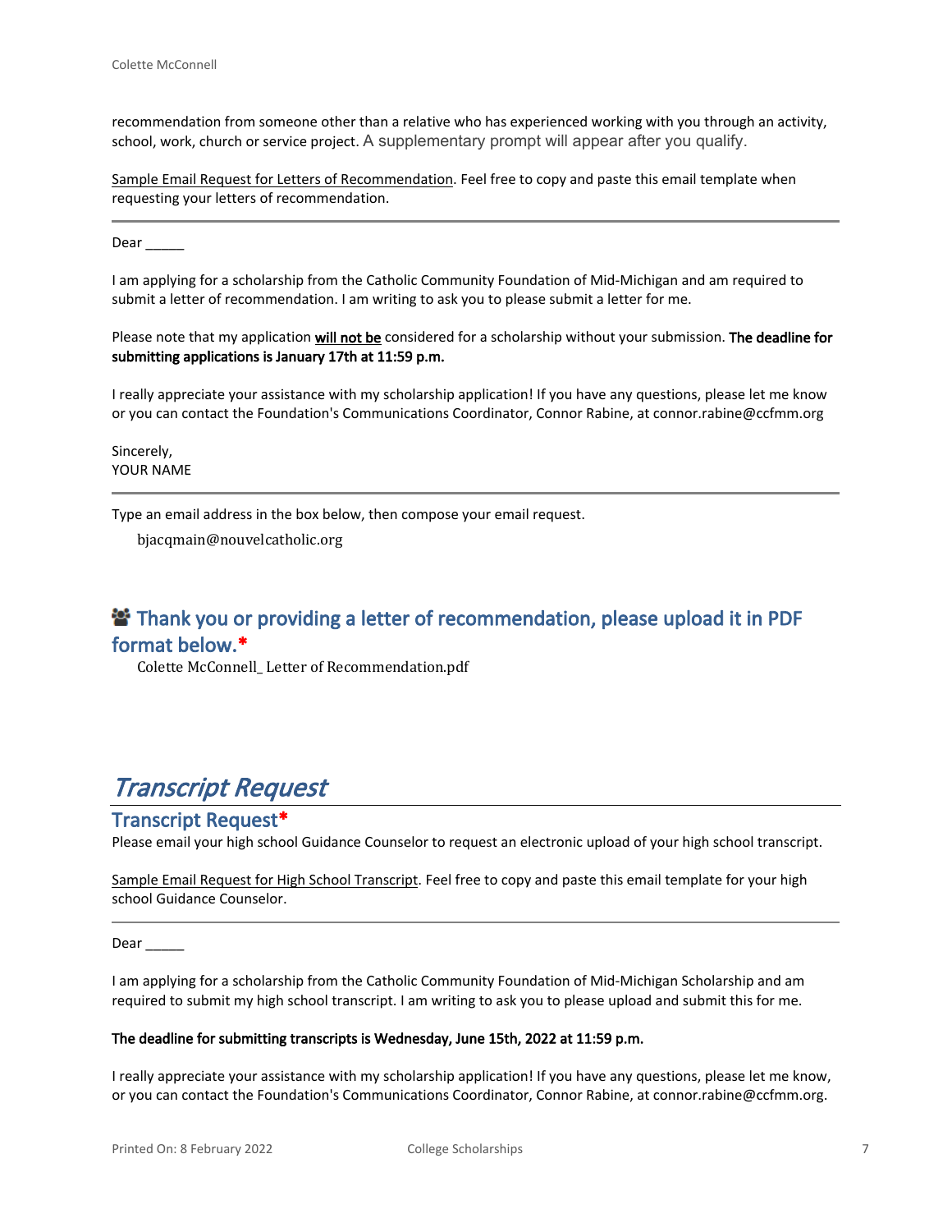recommendation from someone other than a relative who has experienced working with you through an activity, school, work, church or service project. A supplementary prompt will appear after you qualify.

Sample Email Request for Letters of Recommendation. Feel free to copy and paste this email template when requesting your letters of recommendation.

---

Dear _____

I am applying for a scholarship from the Catholic Community Foundation of Mid-Michigan and am required to submit a letter of recommendation. I am writing to ask you to please submit a letter for me.

Please note that my application **will not be** considered for a scholarship without your submission. **The deadline for submitting applications is January 17th at 11:59 p.m.**

I really appreciate your assistance with my scholarship application! If you have any questions, please let me know or you can contact the Foundation's Communications Coordinator, Connor Rabine, at connor.rabine@ccfmm.org

Sincerely,
YOUR NAME

---

Type an email address in the box below, then compose your email request.

bjacqmain@nouvelcatholic.org

## Thank you or providing a letter of recommendation, please upload it in PDF format below.*

Colette McConnell_ Letter of Recommendation.pdf

# *Transcript Request*

## Transcript Request*

Please email your high school Guidance Counselor to request an electronic upload of your high school transcript.

Sample Email Request for High School Transcript. Feel free to copy and paste this email template for your high school Guidance Counselor.

---

Dear _____

I am applying for a scholarship from the Catholic Community Foundation of Mid-Michigan Scholarship and am required to submit my high school transcript. I am writing to ask you to please upload and submit this for me.

**The deadline for submitting transcripts is Wednesday, June 15th, 2022 at 11:59 p.m.**

I really appreciate your assistance with my scholarship application! If you have any questions, please let me know, or you can contact the Foundation's Communications Coordinator, Connor Rabine, at connor.rabine@ccfmm.org.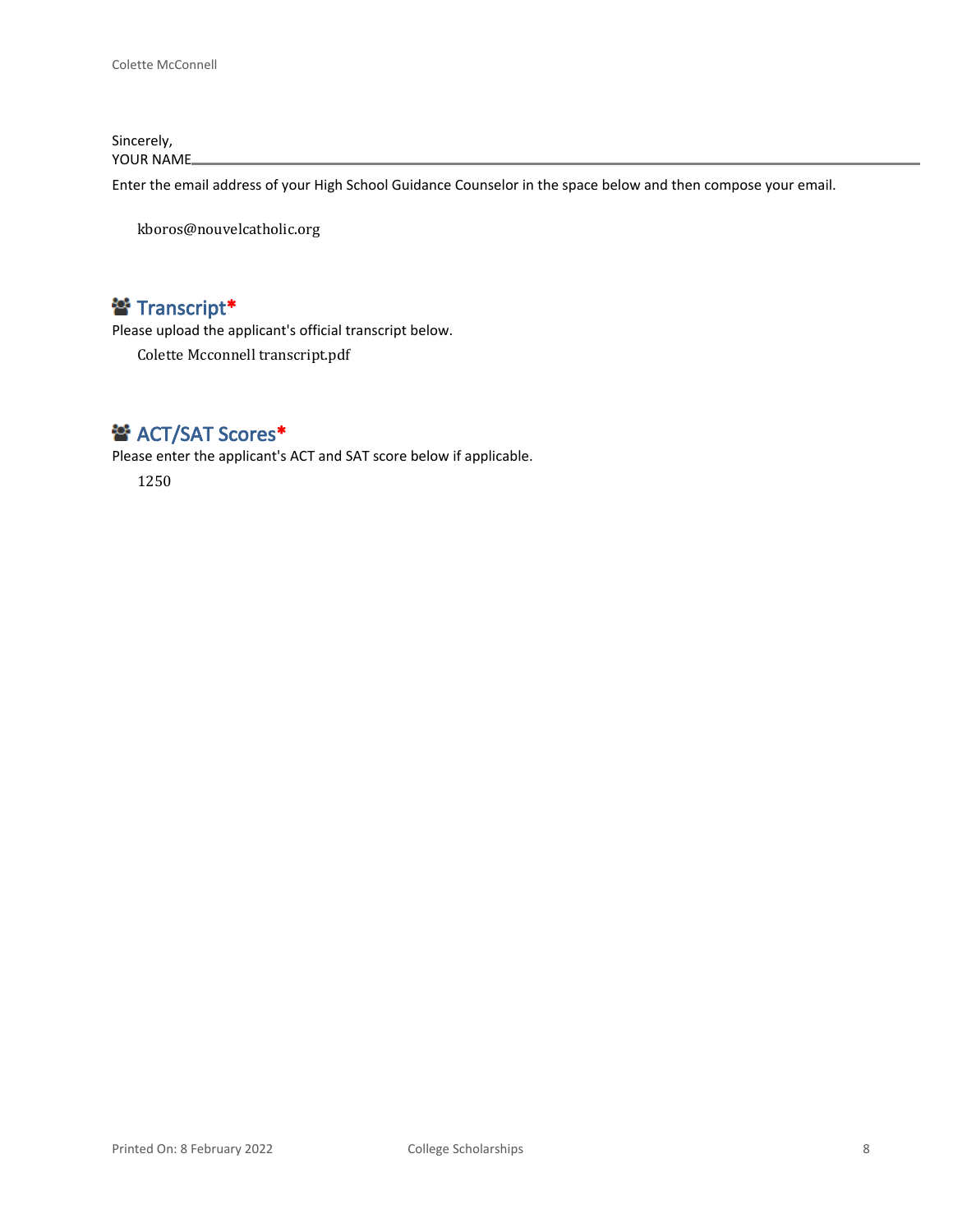Sincerely,
YOUR NAME

---

Enter the email address of your High School Guidance Counselor in the space below and then compose your email.

kboros@nouvelcatholic.org

## Transcript*

Please upload the applicant's official transcript below.

Colette Mcconnell transcript.pdf

## ACT/SAT Scores*

Please enter the applicant's ACT and SAT score below if applicable.

1250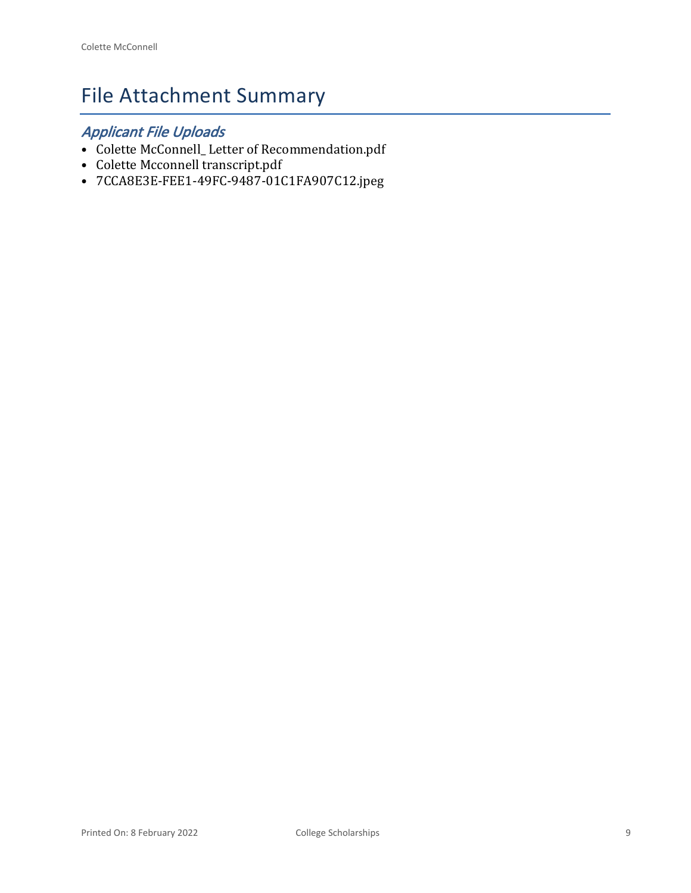# File Attachment Summary

## *Applicant File Uploads*

- Colette McConnell_ Letter of Recommendation.pdf
- Colette Mcconnell transcript.pdf
- 7CCA8E3E-FEE1-49FC-9487-01C1FA907C12.jpeg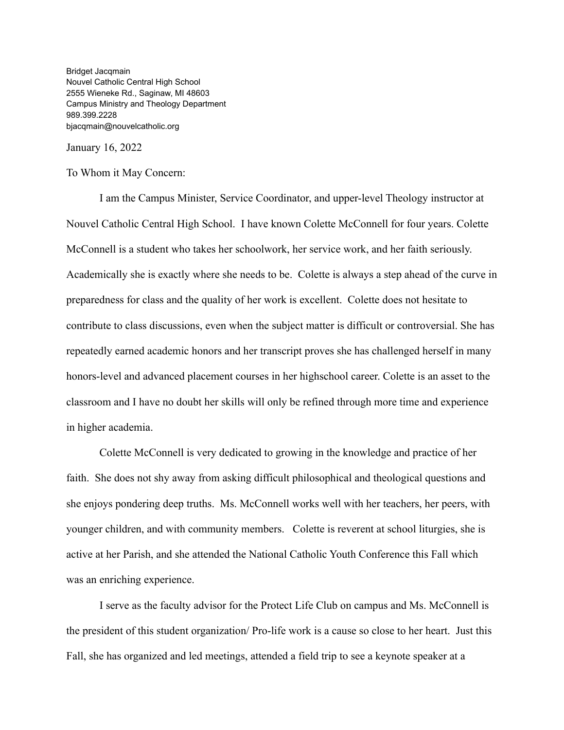Bridget Jacqmain
Nouvel Catholic Central High School
2555 Wieneke Rd., Saginaw, MI 48603
Campus Ministry and Theology Department
989.399.2228
bjacqmain@nouvelcatholic.org

January 16, 2022

To Whom it May Concern:

I am the Campus Minister, Service Coordinator, and upper-level Theology instructor at Nouvel Catholic Central High School. I have known Colette McConnell for four years. Colette McConnell is a student who takes her schoolwork, her service work, and her faith seriously. Academically she is exactly where she needs to be. Colette is always a step ahead of the curve in preparedness for class and the quality of her work is excellent. Colette does not hesitate to contribute to class discussions, even when the subject matter is difficult or controversial. She has repeatedly earned academic honors and her transcript proves she has challenged herself in many honors-level and advanced placement courses in her highschool career. Colette is an asset to the classroom and I have no doubt her skills will only be refined through more time and experience in higher academia.

Colette McConnell is very dedicated to growing in the knowledge and practice of her faith. She does not shy away from asking difficult philosophical and theological questions and she enjoys pondering deep truths. Ms. McConnell works well with her teachers, her peers, with younger children, and with community members. Colette is reverent at school liturgies, she is active at her Parish, and she attended the National Catholic Youth Conference this Fall which was an enriching experience.

I serve as the faculty advisor for the Protect Life Club on campus and Ms. McConnell is the president of this student organization/ Pro-life work is a cause so close to her heart. Just this Fall, she has organized and led meetings, attended a field trip to see a keynote speaker at a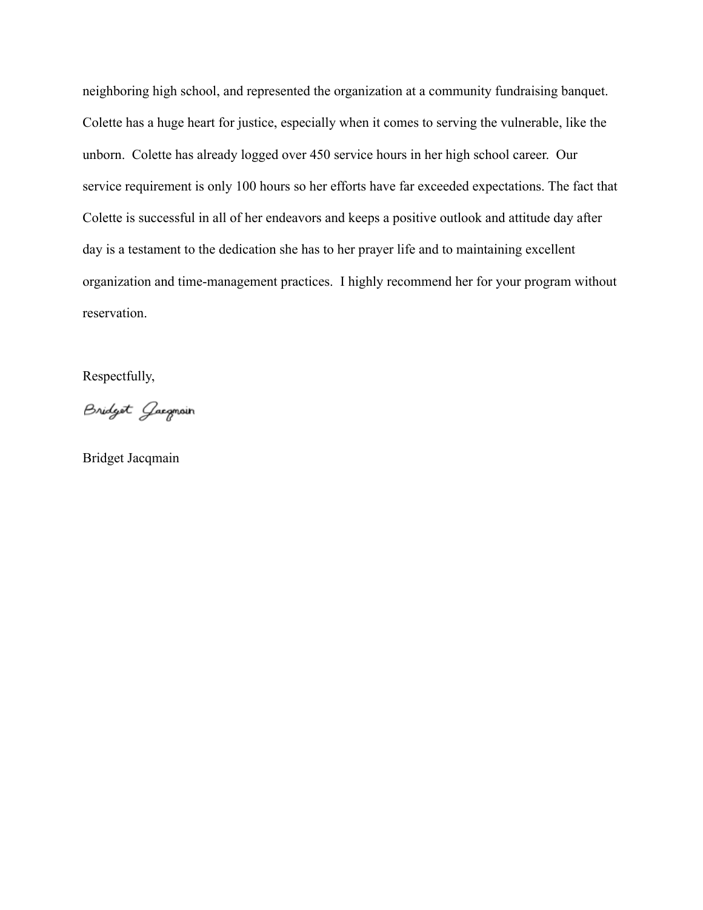neighboring high school, and represented the organization at a community fundraising banquet. Colette has a huge heart for justice, especially when it comes to serving the vulnerable, like the unborn. Colette has already logged over 450 service hours in her high school career. Our service requirement is only 100 hours so her efforts have far exceeded expectations. The fact that Colette is successful in all of her endeavors and keeps a positive outlook and attitude day after day is a testament to the dedication she has to her prayer life and to maintaining excellent organization and time-management practices. I highly recommend her for your program without reservation.

Respectfully,

Bridget Jacqmain

Bridget Jacqmain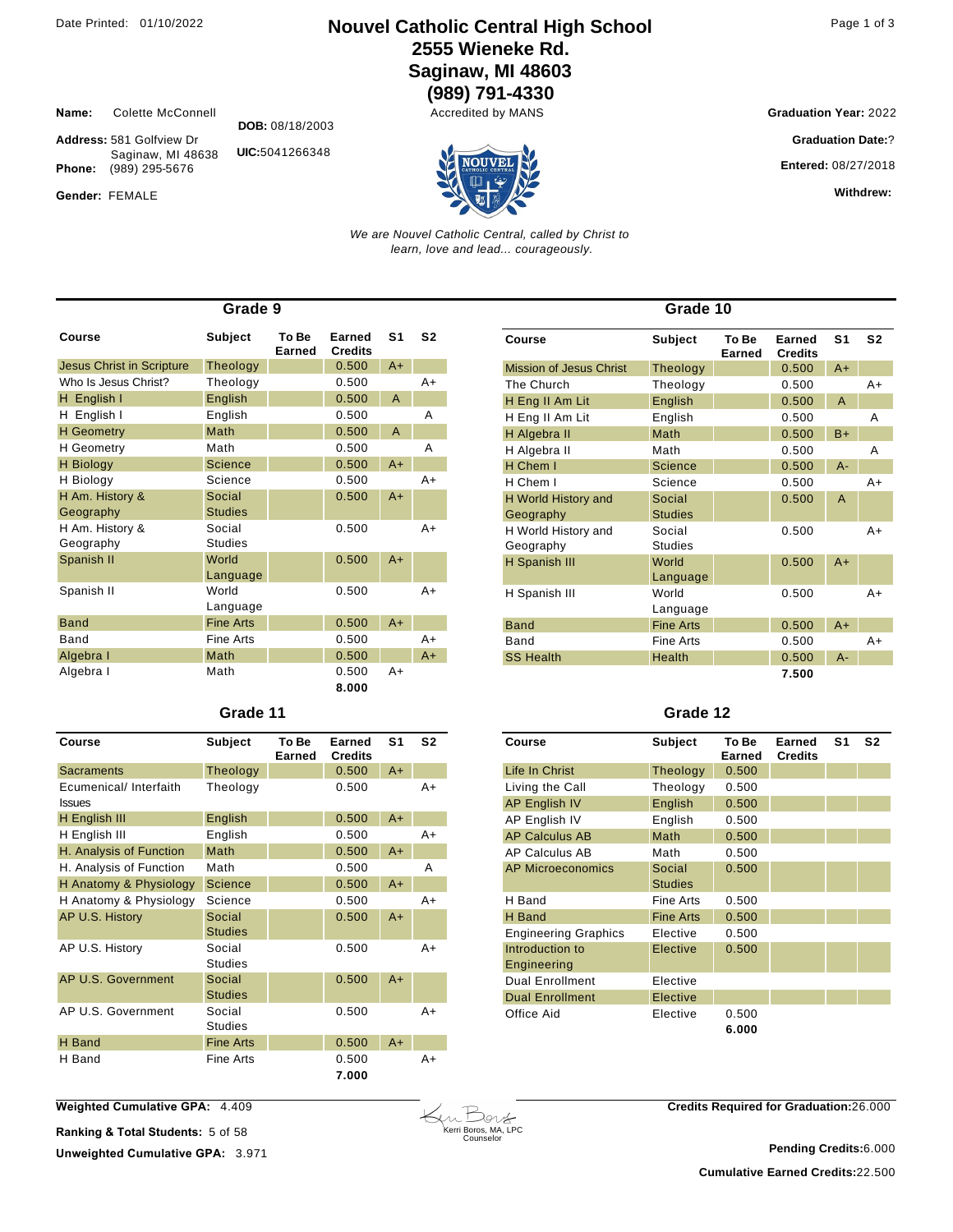Date Printed: 01/10/2022

# Nouvel Catholic Central High School
## 2555 Wieneke Rd.
## Saginaw, MI 48603
## (989) 791-4330

Accredited by MANS

**Name:** Colette McConnell

**DOB:** 08/18/2003

**Address:** 581 Golfview Dr
Saginaw, MI 48638

**UIC:** 5041266348

**Phone:** (989) 295-5676

**Gender:** FEMALE

**Graduation Year:** 2022

**Graduation Date:** ?

**Entered:** 08/27/2018

**Withdrew:**

*We are Nouvel Catholic Central, called by Christ to learn, love and lead... courageously.*

### Grade 9

| Course | Subject | To Be Earned | Earned Credits | S1 | S2 |
|---|---|---|---|---|---|
| Jesus Christ in Scripture | Theology | | 0.500 | A+ | |
| Who Is Jesus Christ? | Theology | | 0.500 | | A+ |
| H English I | English | | 0.500 | A | |
| H English I | English | | 0.500 | | A |
| H Geometry | Math | | 0.500 | A | |
| H Geometry | Math | | 0.500 | | A |
| H Biology | Science | | 0.500 | A+ | |
| H Biology | Science | | 0.500 | | A+ |
| H Am. History & Geography | Social Studies | | 0.500 | A+ | |
| H Am. History & Geography | Social Studies | | 0.500 | | A+ |
| Spanish II | World Language | | 0.500 | A+ | |
| Spanish II | World Language | | 0.500 | | A+ |
| Band | Fine Arts | | 0.500 | A+ | |
| Band | Fine Arts | | 0.500 | | A+ |
| Algebra I | Math | | 0.500 | | A+ |
| Algebra I | Math | | 0.500 | A+ | |
| | | | 8.000 | | |

### Grade 10

| Course | Subject | To Be Earned | Earned Credits | S1 | S2 |
|---|---|---|---|---|---|
| Mission of Jesus Christ | Theology | | 0.500 | A+ | |
| The Church | Theology | | 0.500 | | A+ |
| H Eng II Am Lit | English | | 0.500 | A | |
| H Eng II Am Lit | English | | 0.500 | | A |
| H Algebra II | Math | | 0.500 | B+ | |
| H Algebra II | Math | | 0.500 | | A |
| H Chem I | Science | | 0.500 | A- | |
| H Chem I | Science | | 0.500 | | A+ |
| H World History and Geography | Social Studies | | 0.500 | A | |
| H World History and Geography | Social Studies | | 0.500 | | A+ |
| H Spanish III | World Language | | 0.500 | A+ | |
| H Spanish III | World Language | | 0.500 | | A+ |
| Band | Fine Arts | | 0.500 | A+ | |
| Band | Fine Arts | | 0.500 | | A+ |
| SS Health | Health | | 0.500 | A- | |
| | | | 7.500 | | |

### Grade 11

| Course | Subject | To Be Earned | Earned Credits | S1 | S2 |
|---|---|---|---|---|---|
| Sacraments | Theology | | 0.500 | A+ | |
| Ecumenical/ Interfaith Issues | Theology | | 0.500 | | A+ |
| H English III | English | | 0.500 | A+ | |
| H English III | English | | 0.500 | | A+ |
| H. Analysis of Function | Math | | 0.500 | A+ | |
| H. Analysis of Function | Math | | 0.500 | | A |
| H Anatomy & Physiology | Science | | 0.500 | A+ | |
| H Anatomy & Physiology | Science | | 0.500 | | A+ |
| AP U.S. History | Social Studies | | 0.500 | A+ | |
| AP U.S. History | Social Studies | | 0.500 | | A+ |
| AP U.S. Government | Social Studies | | 0.500 | A+ | |
| AP U.S. Government | Social Studies | | 0.500 | | A+ |
| H Band | Fine Arts | | 0.500 | A+ | |
| H Band | Fine Arts | | 0.500 | | A+ |
| | | | 7.000 | | |

### Grade 12

| Course | Subject | To Be Earned | Earned Credits | S1 | S2 |
|---|---|---|---|---|---|
| Life In Christ | Theology | 0.500 | | | |
| Living the Call | Theology | 0.500 | | | |
| AP English IV | English | 0.500 | | | |
| AP English IV | English | 0.500 | | | |
| AP Calculus AB | Math | 0.500 | | | |
| AP Calculus AB | Math | 0.500 | | | |
| AP Microeconomics | Social Studies | 0.500 | | | |
| H Band | Fine Arts | 0.500 | | | |
| H Band | Fine Arts | 0.500 | | | |
| Engineering Graphics | Elective | 0.500 | | | |
| Introduction to Engineering | Elective | 0.500 | | | |
| Dual Enrollment | Elective | | | | |
| Dual Enrollment | Elective | | | | |
| Office Aid | Elective | 0.500 | | | |
| | | 6.000 | | | |

**Weighted Cumulative GPA:** 4.409

**Ranking & Total Students:** 5 of 58

**Unweighted Cumulative GPA:** 3.971

Kerri Boros, MA, LPC
Counselor

**Credits Required for Graduation:** 26.000

**Pending Credits:** 6.000

**Cumulative Earned Credits:** 22.500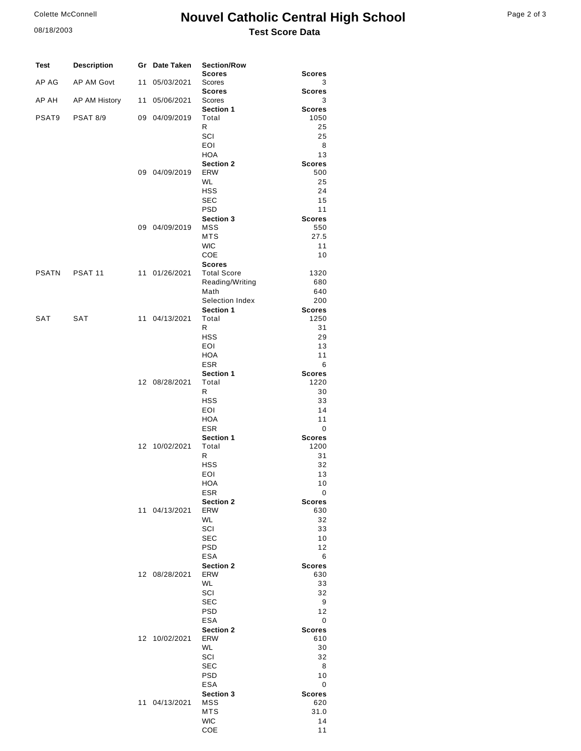# Nouvel Catholic Central High School

**Test Score Data**

Colette McConnell

08/18/2003

| Test | Description | Gr | Date Taken | Section/Row | Scores |
|---|---|---|---|---|---|
| | | | | **Scores** | **Scores** |
| AP AG | AP AM Govt | 11 | 05/03/2021 | Scores | 3 |
| | | | | **Scores** | **Scores** |
| AP AH | AP AM History | 11 | 05/06/2021 | Scores | 3 |
| | | | | **Section 1** | **Scores** |
| PSAT9 | PSAT 8/9 | 09 | 04/09/2019 | Total | 1050 |
| | | | | R | 25 |
| | | | | SCI | 25 |
| | | | | EOI | 8 |
| | | | | HOA | 13 |
| | | | | **Section 2** | **Scores** |
| | | 09 | 04/09/2019 | ERW | 500 |
| | | | | WL | 25 |
| | | | | HSS | 24 |
| | | | | SEC | 15 |
| | | | | PSD | 11 |
| | | | | **Section 3** | **Scores** |
| | | 09 | 04/09/2019 | MSS | 550 |
| | | | | MTS | 27.5 |
| | | | | WIC | 11 |
| | | | | COE | 10 |
| | | | | **Scores** | |
| PSATN | PSAT 11 | 11 | 01/26/2021 | Total Score | 1320 |
| | | | | Reading/Writing | 680 |
| | | | | Math | 640 |
| | | | | Selection Index | 200 |
| | | | | **Section 1** | **Scores** |
| SAT | SAT | 11 | 04/13/2021 | Total | 1250 |
| | | | | R | 31 |
| | | | | HSS | 29 |
| | | | | EOI | 13 |
| | | | | HOA | 11 |
| | | | | ESR | 6 |
| | | | | **Section 1** | **Scores** |
| | | 12 | 08/28/2021 | Total | 1220 |
| | | | | R | 30 |
| | | | | HSS | 33 |
| | | | | EOI | 14 |
| | | | | HOA | 11 |
| | | | | ESR | 0 |
| | | | | **Section 1** | **Scores** |
| | | 12 | 10/02/2021 | Total | 1200 |
| | | | | R | 31 |
| | | | | HSS | 32 |
| | | | | EOI | 13 |
| | | | | HOA | 10 |
| | | | | ESR | 0 |
| | | | | **Section 2** | **Scores** |
| | | 11 | 04/13/2021 | ERW | 630 |
| | | | | WL | 32 |
| | | | | SCI | 33 |
| | | | | SEC | 10 |
| | | | | PSD | 12 |
| | | | | ESA | 6 |
| | | | | **Section 2** | **Scores** |
| | | 12 | 08/28/2021 | ERW | 630 |
| | | | | WL | 33 |
| | | | | SCI | 32 |
| | | | | SEC | 9 |
| | | | | PSD | 12 |
| | | | | ESA | 0 |
| | | | | **Section 2** | **Scores** |
| | | 12 | 10/02/2021 | ERW | 610 |
| | | | | WL | 30 |
| | | | | SCI | 32 |
| | | | | SEC | 8 |
| | | | | PSD | 10 |
| | | | | ESA | 0 |
| | | | | **Section 3** | **Scores** |
| | | 11 | 04/13/2021 | MSS | 620 |
| | | | | MTS | 31.0 |
| | | | | WIC | 14 |
| | | | | COE | 11 |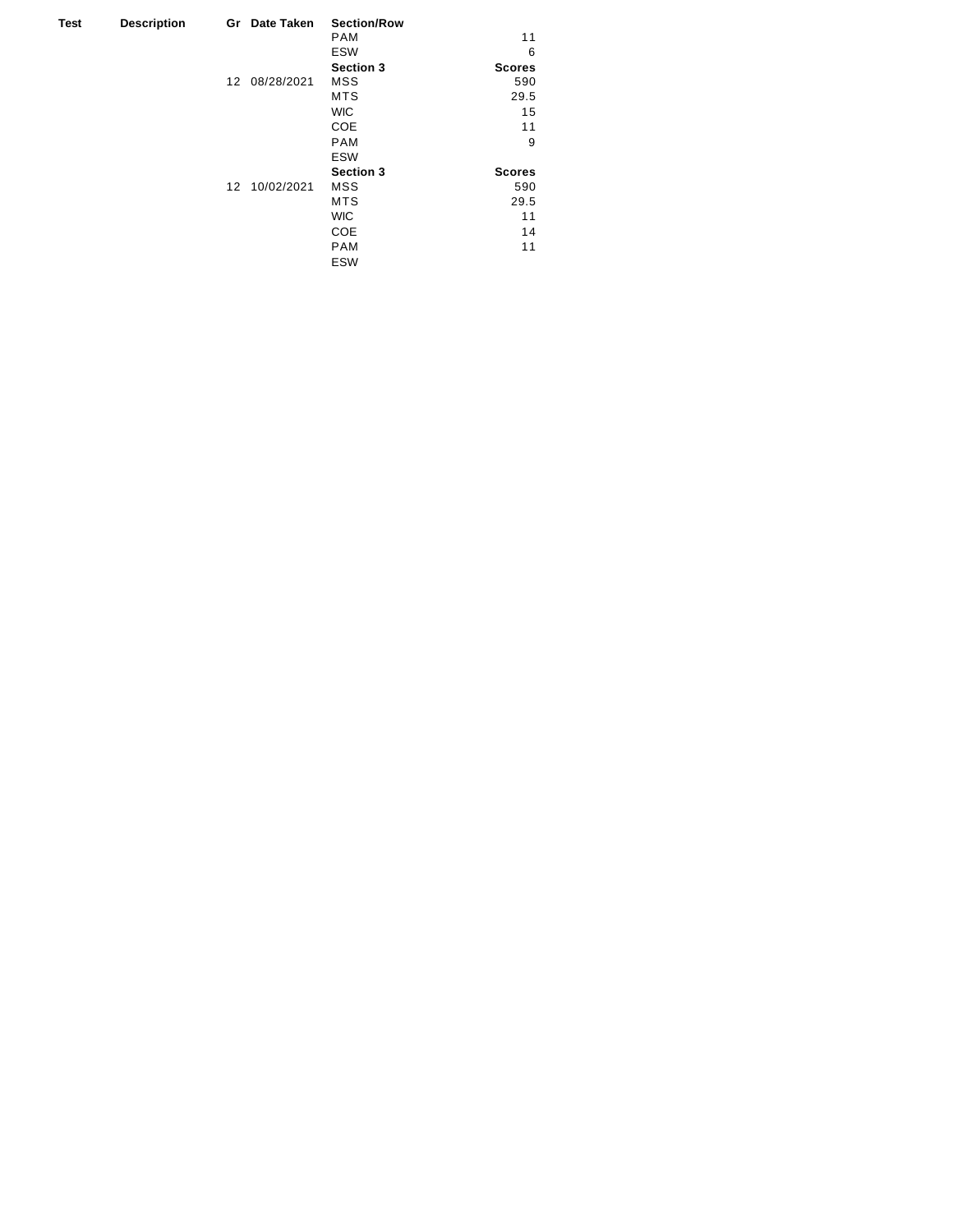| Test | Description | Gr | Date Taken | Section/Row | |
|---|---|---|---|---|---|
| | | | | PAM | 11 |
| | | | | ESW | 6 |
| | | | | **Section 3** | **Scores** |
| | | 12 | 08/28/2021 | MSS | 590 |
| | | | | MTS | 29.5 |
| | | | | WIC | 15 |
| | | | | COE | 11 |
| | | | | PAM | 9 |
| | | | | ESW | |
| | | | | **Section 3** | **Scores** |
| | | 12 | 10/02/2021 | MSS | 590 |
| | | | | MTS | 29.5 |
| | | | | WIC | 11 |
| | | | | COE | 14 |
| | | | | PAM | 11 |
| | | | | ESW | |